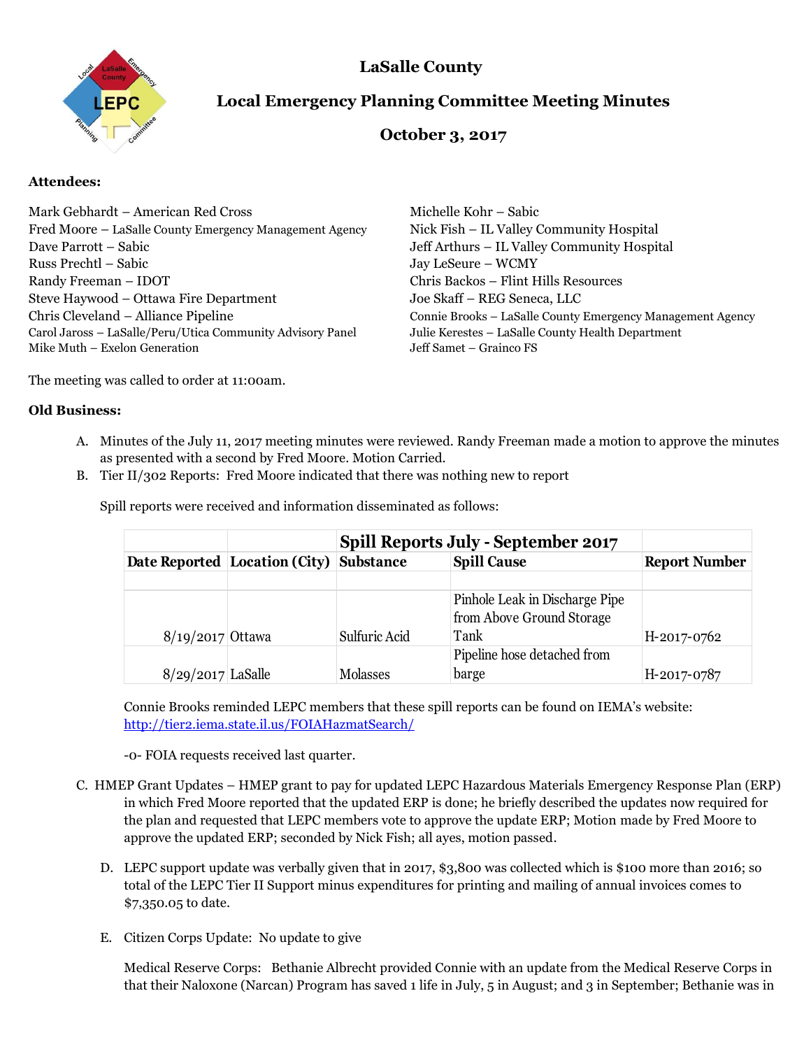# LaSalle County

## Local Emergency Planning Committee Meeting Minutes

## October 3, 2017

**Attendees:**

Mark Gebhardt – American Red Cross
Fred Moore – LaSalle County Emergency Management Agency
Dave Parrott – Sabic
Russ Prechtl – Sabic
Randy Freeman – IDOT
Steve Haywood – Ottawa Fire Department
Chris Cleveland – Alliance Pipeline
Carol Jaross – LaSalle/Peru/Utica Community Advisory Panel
Mike Muth – Exelon Generation
Michelle Kohr – Sabic
Nick Fish – IL Valley Community Hospital
Jeff Arthurs – IL Valley Community Hospital
Jay LeSeure – WCMY
Chris Backos – Flint Hills Resources
Joe Skaff – REG Seneca, LLC
Connie Brooks – LaSalle County Emergency Management Agency
Julie Kerestes – LaSalle County Health Department
Jeff Samet – Grainco FS

The meeting was called to order at 11:00am.

**Old Business:**

A. Minutes of the July 11, 2017 meeting minutes were reviewed. Randy Freeman made a motion to approve the minutes as presented with a second by Fred Moore. Motion Carried.

B. Tier II/302 Reports: Fred Moore indicated that there was nothing new to report

Spill reports were received and information disseminated as follows:

| Spill Reports July - September 2017 | | | | |
|---|---|---|---|---|
| Date Reported | Location (City) | Substance | Spill Cause | Report Number |
| 8/19/2017 | Ottawa | Sulfuric Acid | Pinhole Leak in Discharge Pipe from Above Ground Storage Tank | H-2017-0762 |
| 8/29/2017 | LaSalle | Molasses | Pipeline hose detached from barge | H-2017-0787 |

Connie Brooks reminded LEPC members that these spill reports can be found on IEMA's website: http://tier2.iema.state.il.us/FOIAHazmatSearch/

-0- FOIA requests received last quarter.

C. HMEP Grant Updates – HMEP grant to pay for updated LEPC Hazardous Materials Emergency Response Plan (ERP) in which Fred Moore reported that the updated ERP is done; he briefly described the updates now required for the plan and requested that LEPC members vote to approve the update ERP; Motion made by Fred Moore to approve the updated ERP; seconded by Nick Fish; all ayes, motion passed.

D. LEPC support update was verbally given that in 2017, $3,800 was collected which is $100 more than 2016; so total of the LEPC Tier II Support minus expenditures for printing and mailing of annual invoices comes to $7,350.05 to date.

E. Citizen Corps Update: No update to give

Medical Reserve Corps: Bethanie Albrecht provided Connie with an update from the Medical Reserve Corps in that their Naloxone (Narcan) Program has saved 1 life in July, 5 in August; and 3 in September; Bethanie was in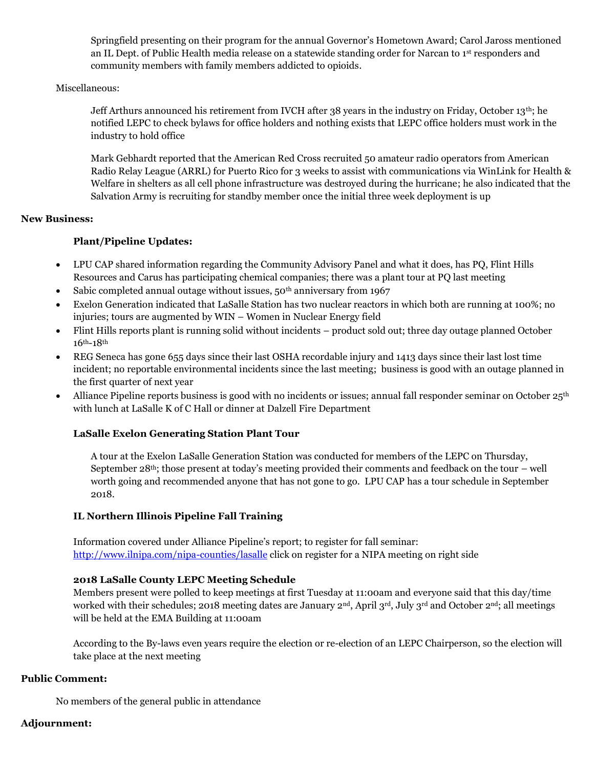Springfield presenting on their program for the annual Governor's Hometown Award; Carol Jaross mentioned an IL Dept. of Public Health media release on a statewide standing order for Narcan to 1st responders and community members with family members addicted to opioids.

Miscellaneous:

Jeff Arthurs announced his retirement from IVCH after 38 years in the industry on Friday, October 13th; he notified LEPC to check bylaws for office holders and nothing exists that LEPC office holders must work in the industry to hold office

Mark Gebhardt reported that the American Red Cross recruited 50 amateur radio operators from American Radio Relay League (ARRL) for Puerto Rico for 3 weeks to assist with communications via WinLink for Health & Welfare in shelters as all cell phone infrastructure was destroyed during the hurricane; he also indicated that the Salvation Army is recruiting for standby member once the initial three week deployment is up

**New Business:**

**Plant/Pipeline Updates:**

- LPU CAP shared information regarding the Community Advisory Panel and what it does, has PQ, Flint Hills Resources and Carus has participating chemical companies; there was a plant tour at PQ last meeting
- Sabic completed annual outage without issues, 50th anniversary from 1967
- Exelon Generation indicated that LaSalle Station has two nuclear reactors in which both are running at 100%; no injuries; tours are augmented by WIN – Women in Nuclear Energy field
- Flint Hills reports plant is running solid without incidents – product sold out; three day outage planned October 16th-18th
- REG Seneca has gone 655 days since their last OSHA recordable injury and 1413 days since their last lost time incident; no reportable environmental incidents since the last meeting; business is good with an outage planned in the first quarter of next year
- Alliance Pipeline reports business is good with no incidents or issues; annual fall responder seminar on October 25th with lunch at LaSalle K of C Hall or dinner at Dalzell Fire Department

**LaSalle Exelon Generating Station Plant Tour**

A tour at the Exelon LaSalle Generation Station was conducted for members of the LEPC on Thursday, September 28th; those present at today's meeting provided their comments and feedback on the tour – well worth going and recommended anyone that has not gone to go. LPU CAP has a tour schedule in September 2018.

**IL Northern Illinois Pipeline Fall Training**

Information covered under Alliance Pipeline's report; to register for fall seminar: http://www.ilnipa.com/nipa-counties/lasalle click on register for a NIPA meeting on right side

**2018 LaSalle County LEPC Meeting Schedule**

Members present were polled to keep meetings at first Tuesday at 11:00am and everyone said that this day/time worked with their schedules; 2018 meeting dates are January 2nd, April 3rd, July 3rd and October 2nd; all meetings will be held at the EMA Building at 11:00am

According to the By-laws even years require the election or re-election of an LEPC Chairperson, so the election will take place at the next meeting

**Public Comment:**

No members of the general public in attendance

**Adjournment:**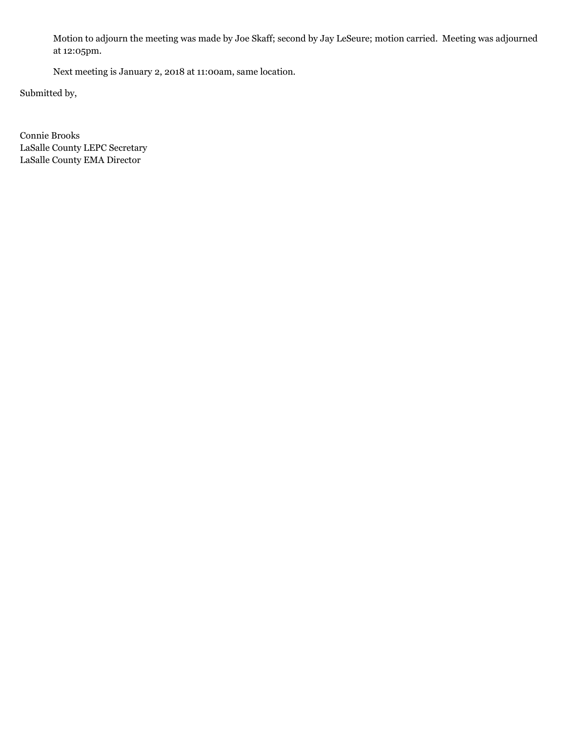Motion to adjourn the meeting was made by Joe Skaff; second by Jay LeSeure; motion carried. Meeting was adjourned at 12:05pm.

Next meeting is January 2, 2018 at 11:00am, same location.

Submitted by,

Connie Brooks
LaSalle County LEPC Secretary
LaSalle County EMA Director